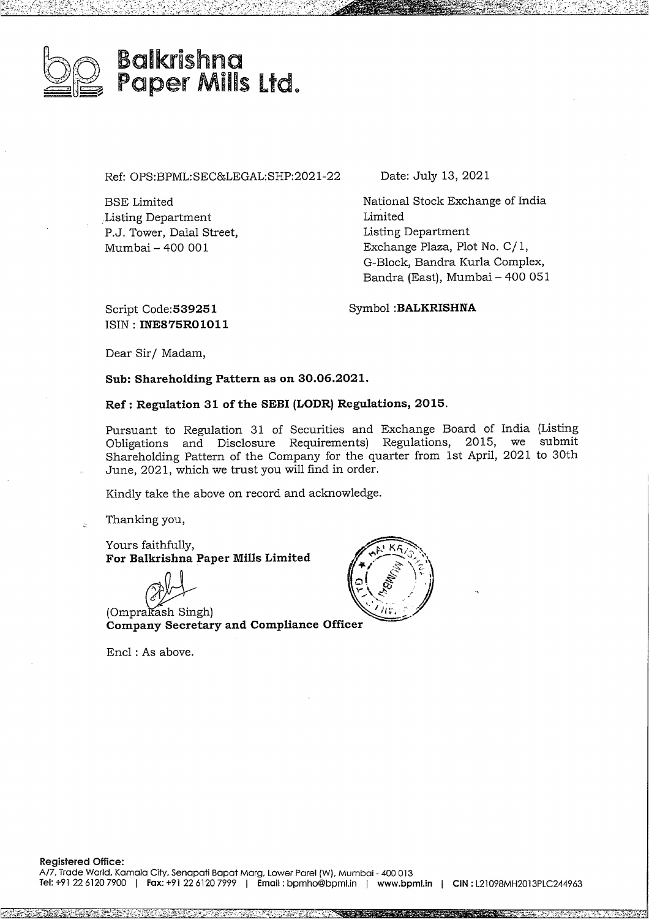# Balkrishna Paper Mills Ltd.

Ref: OPS:BPML:SEC&LEGAL:SHP:2021-22

Date: July 13, 2021

BSE Limited
Listing Department
P.J. Tower, Dalal Street,
Mumbai – 400 001

National Stock Exchange of India Limited
Listing Department
Exchange Plaza, Plot No. C/1,
G-Block, Bandra Kurla Complex,
Bandra (East), Mumbai – 400 051

Script Code:**539251**
ISIN : **INE875R01011**

Symbol :**BALKRISHNA**

Dear Sir/ Madam,

**Sub: Shareholding Pattern as on 30.06.2021.**

**Ref : Regulation 31 of the SEBI (LODR) Regulations, 2015.**

Pursuant to Regulation 31 of Securities and Exchange Board of India (Listing Obligations and Disclosure Requirements) Regulations, 2015, we submit Shareholding Pattern of the Company for the quarter from 1st April, 2021 to 30th June, 2021, which we trust you will find in order.

Kindly take the above on record and acknowledge.

Thanking you,

Yours faithfully,
**For Balkrishna Paper Mills Limited**

(Omprakash Singh)
**Company Secretary and Compliance Officer**

Encl : As above.

**Registered Office:**
A/7, Trade World, Kamala City, Senapati Bapat Marg, Lower Parel (W), Mumbai - 400 013
**Tel:** +91 22 6120 7900 | **Fax:** +91 22 6120 7999 | **Email :** bpmho@bpml.in | **www.bpml.in** | **CIN :** L21098MH2013PLC244963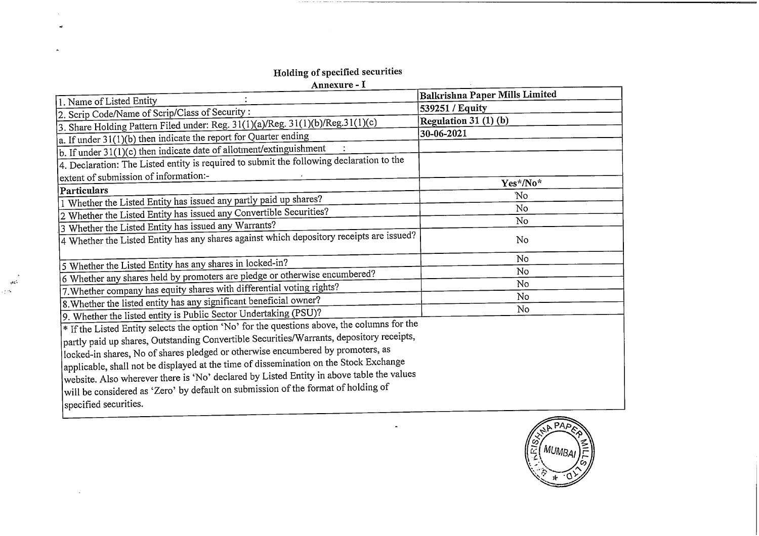# Holding of specified securities

## Annexure - I

| 1. Name of Listed Entity : | **Balkrishna Paper Mills Limited** |
|---|---|
| 2. Scrip Code/Name of Scrip/Class of Security : | **539251 / Equity** |
| 3. Share Holding Pattern Filed under: Reg. 31(1)(a)/Reg. 31(1)(b)/Reg.31(1)(c) | **Regulation 31 (1) (b)** |
| a. If under 31(1)(b) then indicate the report for Quarter ending | **30-06-2021** |
| b. If under 31(1)(c) then indicate date of allotment/extinguishment : | |
| 4. Declaration: The Listed entity is required to submit the following declaration to the extent of submission of information:- | |
| **Particulars** | **Yes\*/No\*** |
| 1 Whether the Listed Entity has issued any partly paid up shares? | No |
| 2 Whether the Listed Entity has issued any Convertible Securities? | No |
| 3 Whether the Listed Entity has issued any Warrants? | No |
| 4 Whether the Listed Entity has any shares against which depository receipts are issued? | No |
| 5 Whether the Listed Entity has any shares in locked-in? | No |
| 6 Whether any shares held by promoters are pledge or otherwise encumbered? | No |
| 7.Whether company has equity shares with differential voting rights? | No |
| 8.Whether the listed entity has any significant beneficial owner? | No |
| 9. Whether the listed entity is Public Sector Undertaking (PSU)? | No |

* If the Listed Entity selects the option 'No' for the questions above, the columns for the partly paid up shares, Outstanding Convertible Securities/Warrants, depository receipts, locked-in shares, No of shares pledged or otherwise encumbered by promoters, as applicable, shall not be displayed at the time of dissemination on the Stock Exchange website. Also wherever there is 'No' declared by Listed Entity in above table the values will be considered as 'Zero' by default on submission of the format of holding of specified securities.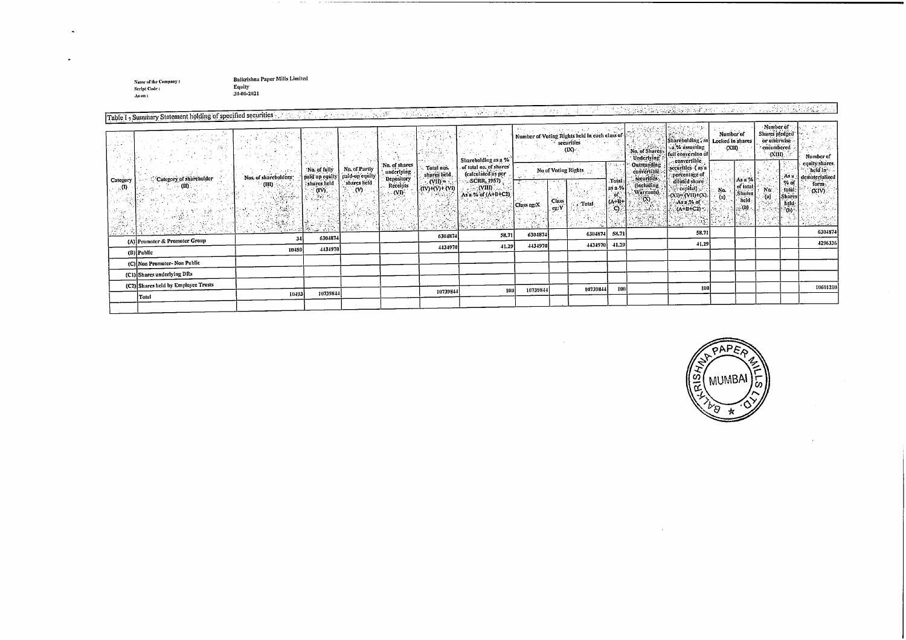Name of the Company : Balkrishna Paper Mills Limited
Script Code : Equity
As on : 30-06-2021

Table I - Summary Statement holding of specified securities

| Category (I) | Category of shareholder (II) | Nos. of shareholders (III) | No. of fully paid up equity shares held (IV) | No. of Partly paid-up equity shares held (V) | No. of shares underlying Depository Receipts (VI) | Total nos. shares held (VII) = (IV)+(V)+ (VI) | Shareholding as a % of total no. of shares (calculated as per SCRR, 1957) (VIII) As a % of (A+B+C2) | Number of Voting Rights held in each class of securities (IX) | | | | No. of Shares Underlying Outstanding convertible securities (including Warrants) (X) | Shareholding , as a % assuming full conversion of convertible securities ( as a percentage of diluted share capital) (XI)= (VII)+(X) As a % of (A+B+C2) | Number of Locked in shares (XII) | | Number of Shares pledged or otherwise encumbered (XIII) | | Number of equity shares held in dematerialized form (XIV) |
|---|---|---|---|---|---|---|---|---|---|---|---|---|---|---|---|---|---|---|
| | | | | | | | | No of Voting Rights | | | Total as a % of (A+B+C) | | | No. (a) | As a % of total Shares held (b) | No. (a) | As a % of total Shares held (b) | |
| | | | | | | | | Class eg:X | Class eg:Y | Total | | | | | | | | |
| (A) | Promoter & Promoter Group | 34 | 6304874 | | | 6304874 | 58.71 | 6304874 | | 6304874 | 58.71 | | 58.71 | | | | | 6304874 |
| (B) | Public | 10459 | 4434970 | | | 4434970 | 41.29 | 4434970 | | 4434970 | 41.29 | | 41.29 | | | | | 4296336 |
| (C) | Non Promoter- Non Public | | | | | | | | | | | | | | | | | |
| (C1) | Shares underlying DRs | | | | | | | | | | | | | | | | | |
| (C2) | Shares held by Employee Trusts | | | | | | | | | | | | | | | | | |
| | Total | 10493 | 10739844 | | | 10739844 | 100 | 10739844 | | 10739844 | 100 | | 100 | | | | | 10601210 |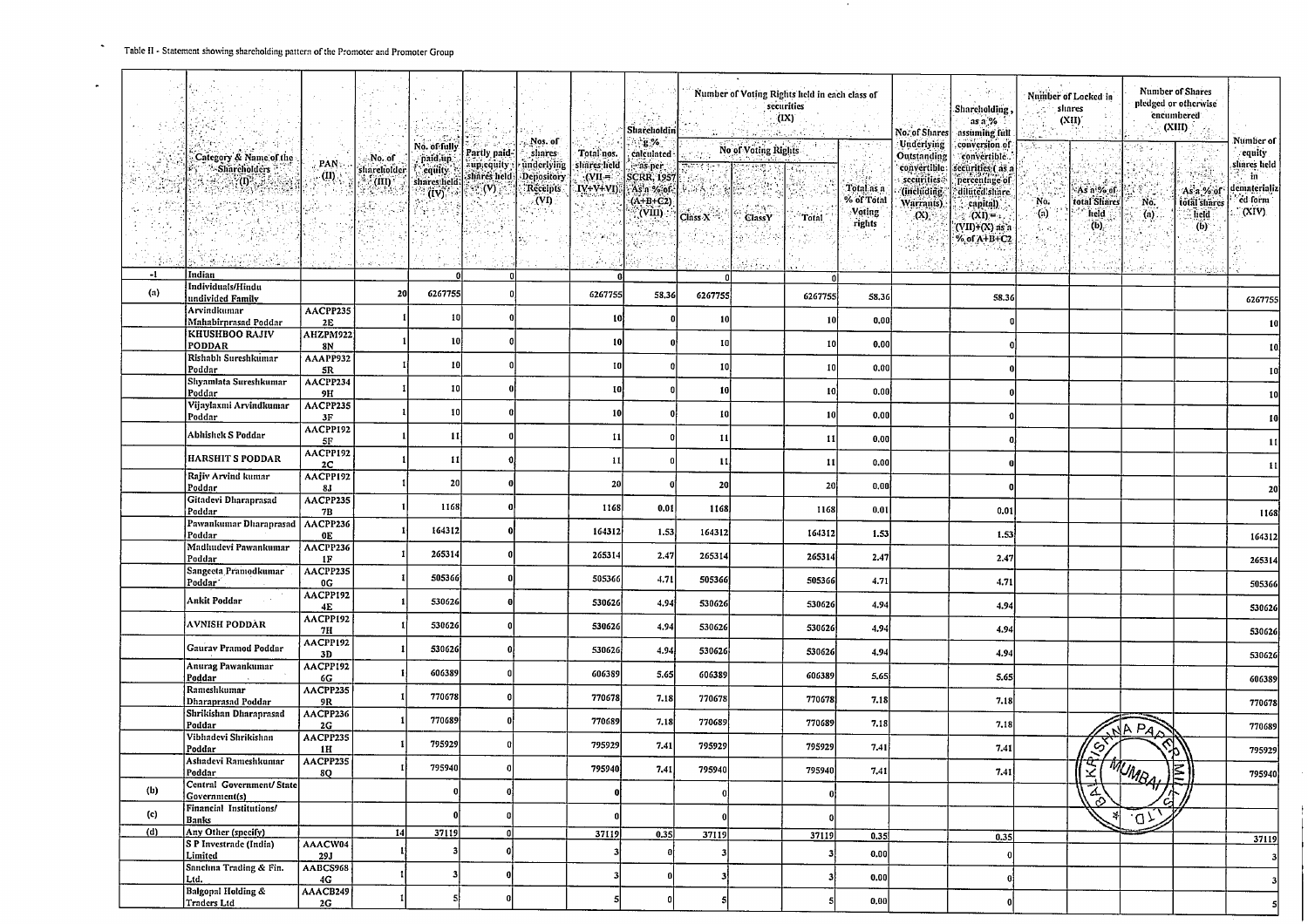Table II - Statement showing shareholding pattern of the Promoter and Promoter Group

| | Category & Name of the Shareholders (I) | PAN (II) | No. of shareholder (III) | No. of fully paid up equity shares held (IV) | Partly paid-up equity shares held (V) | Nos. of shares underlying Depository Receipts (VI) | Total nos. shares held (VII = IV+V+VI) | Shareholding % calculated as per SCRR, 1957 As a % of (A+B+C2) (VIII) | Number of Voting Rights held in each class of securities (IX) | | | | No. of Shares Underlying Outstanding convertible securities (including Warrants) (X) | Shareholding, as a % assuming full conversion of convertible securities (as a percentage of diluted share capital) (XI) = (VII)+(X) as a % of A+B+C2 | Number of Locked in shares (XII) | | Number of Shares pledged or otherwise encumbered (XIII) | | Number of equity shares held in dematerialized form (XIV) |
|---|---|---|---|---|---|---|---|---|---|---|---|---|---|---|---|---|---|---|---|
| | | | | | | | | | No of Voting Rights | | | Total as a % of Total Voting rights | | | No. (a) | As a % of total Shares held (b) | No. (a) | As a % of total shares held (b) | |
| | | | | | | | | | Class X | Class Y | Total | | | | | | | | |
| -1 | Indian | | | 0 | 0 | | 0 | | 0 | | 0 | | | | | | | | |
| (a) | Individuals/Hindu undivided Family | | 20 | 6267755 | 0 | | 6267755 | 58.36 | 6267755 | | 6267755 | 58.36 | | 58.36 | | | | | 6267755 |
| | Arvindkumar Mahabirprasad Poddar | AACPP2352E | 1 | 10 | 0 | | 10 | 0 | 10 | | 10 | 0.00 | | 0 | | | | | 10 |
| | KHUSHBOO RAJIV PODDAR | AHZPM9228N | 1 | 10 | 0 | | 10 | 0 | 10 | | 10 | 0.00 | | 0 | | | | | 10 |
| | Rishabh Sureshkumar Poddar | AAAPP9325R | 1 | 10 | 0 | | 10 | 0 | 10 | | 10 | 0.00 | | 0 | | | | | 10 |
| | Shyamlata Sureshkumar Poddar | AACPP2349H | 1 | 10 | 0 | | 10 | 0 | 10 | | 10 | 0.00 | | 0 | | | | | 10 |
| | Vijaylaxmi Arvindkumar Poddar | AACPP2353F | 1 | 10 | 0 | | 10 | 0 | 10 | | 10 | 0.00 | | 0 | | | | | 10 |
| | Abhishek S Poddar | AACPP1925F | 1 | 11 | 0 | | 11 | 0 | 11 | | 11 | 0.00 | | 0 | | | | | 11 |
| | HARSHIT S PODDAR | AACPP1922C | 1 | 11 | 0 | | 11 | 0 | 11 | | 11 | 0.00 | | 0 | | | | | 11 |
| | Rajiv Arvind kumar Poddar | AACPP1928J | 1 | 20 | 0 | | 20 | 0 | 20 | | 20 | 0.00 | | 0 | | | | | 20 |
| | Gitadevi Dharaprasad Poddar | AACPP2357B | 1 | 1168 | 0 | | 1168 | 0.01 | 1168 | | 1168 | 0.01 | | 0.01 | | | | | 1168 |
| | Pawankumar Dharaprasad Poddar | AACPP2360E | 1 | 164312 | 0 | | 164312 | 1.53 | 164312 | | 164312 | 1.53 | | 1.53 | | | | | 164312 |
| | Madhudevi Pawankumar Poddar | AACPP2361F | 1 | 265314 | 0 | | 265314 | 2.47 | 265314 | | 265314 | 2.47 | | 2.47 | | | | | 265314 |
| | Sangeeta Pramodkumar Poddar | AACPP2350G | 1 | 505366 | 0 | | 505366 | 4.71 | 505366 | | 505366 | 4.71 | | 4.71 | | | | | 505366 |
| | Ankit Poddar | AACPP1924E | 1 | 530626 | 0 | | 530626 | 4.94 | 530626 | | 530626 | 4.94 | | 4.94 | | | | | 530626 |
| | AVNISH PODDAR | AACPP1927H | 1 | 530626 | 0 | | 530626 | 4.94 | 530626 | | 530626 | 4.94 | | 4.94 | | | | | 530626 |
| | Gaurav Pramod Poddar | AACPP1923D | 1 | 530626 | 0 | | 530626 | 4.94 | 530626 | | 530626 | 4.94 | | 4.94 | | | | | 530626 |
| | Anurag Pawankumar Poddar | AACPP1926G | 1 | 606389 | 0 | | 606389 | 5.65 | 606389 | | 606389 | 5.65 | | 5.65 | | | | | 606389 |
| | Rameshkumar Dharaprasad Poddar | AACPP2359R | 1 | 770678 | 0 | | 770678 | 7.18 | 770678 | | 770678 | 7.18 | | 7.18 | | | | | 770678 |
| | Shrikishan Dharaprasad Poddar | AACPP2362G | 1 | 770689 | 0 | | 770689 | 7.18 | 770689 | | 770689 | 7.18 | | 7.18 | | | | | 770689 |
| | Vibhadevi Shrikishan Poddar | AACPP2351H | 1 | 795929 | 0 | | 795929 | 7.41 | 795929 | | 795929 | 7.41 | | 7.41 | | | | | 795929 |
| | Ashadevi Rameshkumar Poddar | AACPP2358Q | 1 | 795940 | 0 | | 795940 | 7.41 | 795940 | | 795940 | 7.41 | | 7.41 | | | | | 795940 |
| (b) | Central Government/ State Government(s) | | | 0 | 0 | | 0 | | 0 | | 0 | | | | | | | | |
| (c) | Financial Institutions/ Banks | | | 0 | 0 | | 0 | | 0 | | 0 | | | | | | | | |
| (d) | Any Other (specify) | | 14 | 37119 | 0 | | 37119 | 0.35 | 37119 | | 37119 | 0.35 | | 0.35 | | | | | 37119 |
| | S P Investrade (India) Limited | AAACW0429J | 1 | 3 | 0 | | 3 | 0 | 3 | | 3 | 0.00 | | 0 | | | | | 3 |
| | Sanchna Trading & Fin. Ltd. | AABCS9684G | 1 | 3 | 0 | | 3 | 0 | 3 | | 3 | 0.00 | | 0 | | | | | 3 |
| | Balgopal Holding & Traders Ltd | AAACB2492G | 1 | 5 | 0 | | 5 | 0 | 5 | | 5 | 0.00 | | 0 | | | | | 5 |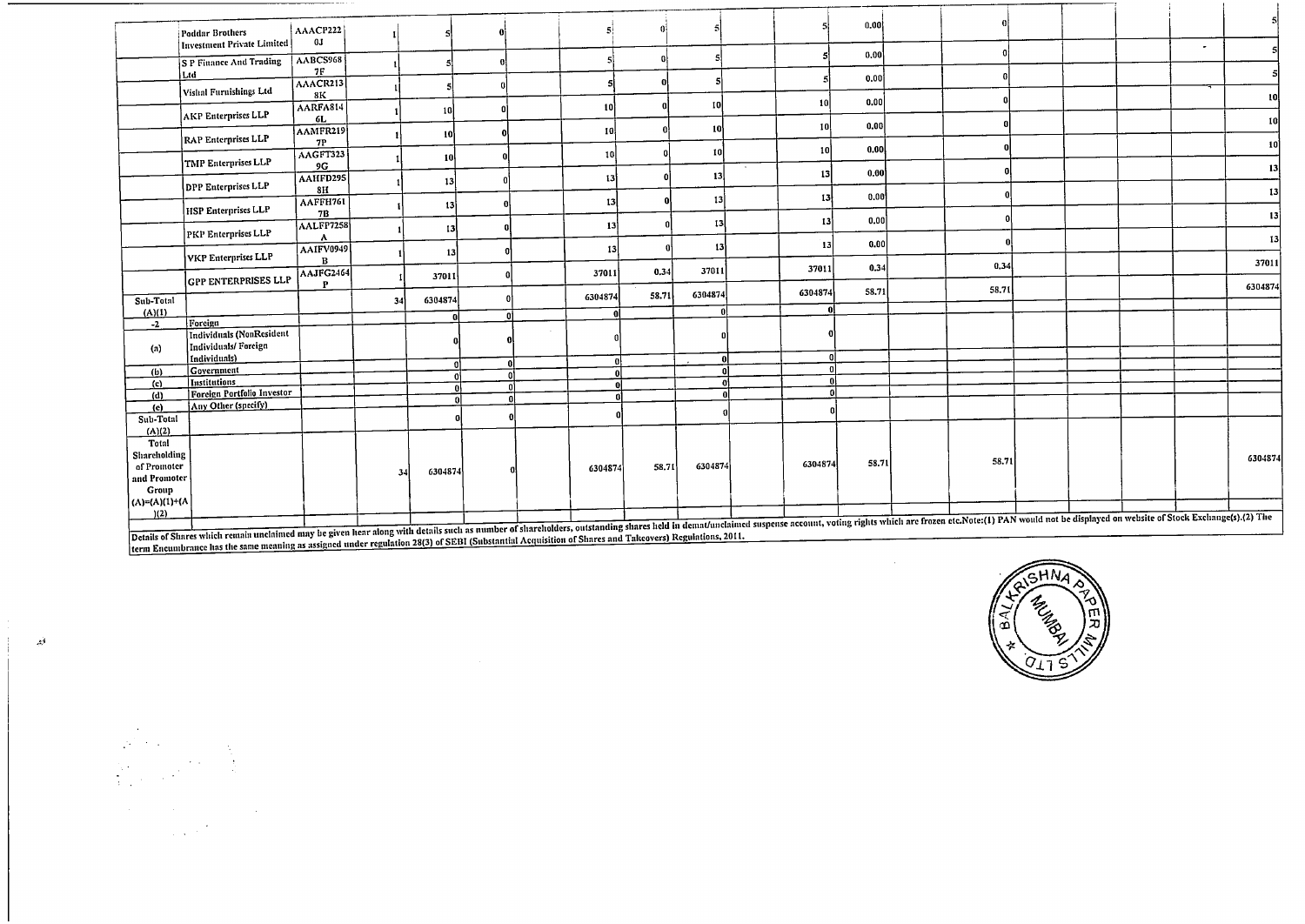| | | | | | | | | | | | | | | | | | | | |
|---|---|---|---|---|---|---|---|---|---|---|---|---|---|---|---|---|---|---|---|
| | Poddar Brothers Investment Private Limited | AAACP2220J | 1 | 5 | 0 | | 5 | 0 | 5 | | 5 | 0.00 | | 0 | | | | | 5 |
| | S P Finance And Trading Ltd | AABCS9687F | 1 | 5 | 0 | | 5 | 0 | 5 | | 5 | 0.00 | | 0 | | | | | 5 |
| | Vishal Furnishings Ltd | AAACR2138K | 1 | 5 | 0 | | 5 | 0 | 5 | | 5 | 0.00 | | 0 | | | | | 5 |
| | AKP Enterprises LLP | AARFA8146L | 1 | 10 | 0 | | 10 | 0 | 10 | | 10 | 0.00 | | 0 | | | | | 10 |
| | RAP Enterprises LLP | AAMFR2197P | 1 | 10 | 0 | | 10 | 0 | 10 | | 10 | 0.00 | | 0 | | | | | 10 |
| | TMP Enterprises LLP | AAGFT3239G | 1 | 10 | 0 | | 10 | 0 | 10 | | 10 | 0.00 | | 0 | | | | | 10 |
| | DPP Enterprises LLP | AAHFD2958H | 1 | 13 | 0 | | 13 | 0 | 13 | | 13 | 0.00 | | 0 | | | | | 13 |
| | HSP Enterprises LLP | AAFFH7617B | 1 | 13 | 0 | | 13 | 0 | 13 | | 13 | 0.00 | | 0 | | | | | 13 |
| | PKP Enterprises LLP | AALFP7258A | 1 | 13 | 0 | | 13 | 0 | 13 | | 13 | 0.00 | | 0 | | | | | 13 |
| | VKP Enterprises LLP | AAIFV0949B | 1 | 13 | 0 | | 13 | 0 | 13 | | 13 | 0.00 | | 0 | | | | | 13 |
| | GPP ENTERPRISES LLP | AAJFG2464P | 1 | 37011 | 0 | | 37011 | 0.34 | 37011 | | 37011 | 0.34 | | 0.34 | | | | | 37011 |
| Sub-Total (A)(1) | | | 34 | 6304874 | 0 | | 6304874 | 58.71 | 6304874 | | 6304874 | 58.71 | | 58.71 | | | | | 6304874 |
| -2 | Foreign | | | 0 | 0 | | 0 | | 0 | | 0 | | | | | | | | |
| (a) | Individuals (NonResident Individuals/ Foreign Individuals) | | | 0 | 0 | | 0 | | 0 | | 0 | | | | | | | | |
| (b) | Government | | | 0 | 0 | | 0 | | 0 | | 0 | | | | | | | | |
| (c) | Institutions | | | 0 | 0 | | 0 | | 0 | | 0 | | | | | | | | |
| (d) | Foreign Portfolio Investor | | | 0 | 0 | | 0 | | 0 | | 0 | | | | | | | | |
| (e) | Any Other (specify) | | | | | | | | | | | | | | | | | | |
| Sub-Total (A)(2) | | | | 0 | 0 | | 0 | | 0 | | 0 | | | | | | | | |
| Total Shareholding of Promoter and Promoter Group (A)=(A)(1)+(A)(2) | | | 34 | 6304874 | 0 | | 6304874 | 58.71 | 6304874 | | 6304874 | 58.71 | | 58.71 | | | | | 6304874 |

Details of Shares which remain unclaimed may be given hear along with details such as number of shareholders, outstanding shares held in demat/unclaimed suspense account, voting rights which are frozen etc.Note:(1) PAN would not be displayed on website of Stock Exchange(s).(2) The term Encumbrance has the same meaning as assigned under regulation 28(3) of SEBI (Substantial Acquisition of Shares and Takeovers) Regulations, 2011.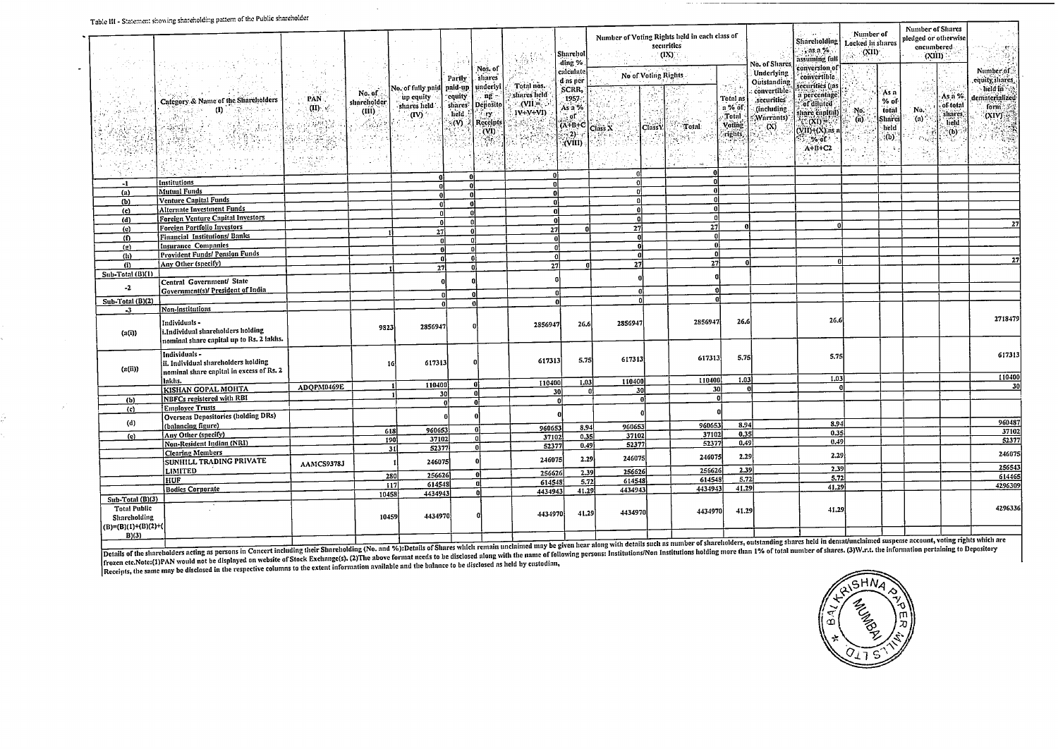Table III - Statement showing shareholding pattern of the Public shareholder

| Category & Name of the Shareholders (I) | | PAN (II) | No. of shareholder (III) | No. of fully paid up equity shares held (IV) | Partly paid-up equity shares held (V) | Nos. of shares underlying Depository Receipts (VI) | Total nos. shares held (VII = IV+V+VI) | Shareholding % calculated as per SCRR, 1957 As a % of (A+B+C2) (VIII) | Number of Voting Rights held in each class of securities (IX) | | | | No. of Shares Underlying Outstanding convertible securities (including Warrants) (X) | Shareholding, as a % assuming full conversion of convertible securities (as a percentage of diluted share capital) (XI)= (VII)+(X) as a % of A+B+C2 | Number of Locked in shares (XII) | | Number of Shares pledged or otherwise encumbered (XIII) | | Number of equity shares held in dematerialized form (XIV) |
|---|---|---|---|---|---|---|---|---|---|---|---|---|---|---|---|---|---|---|---|
| | | | | | | | | | No of Voting Rights | | | Total as a % of Total Voting rights | | | No. (a) | As a % of total Shares held (b) | No. (a) | As a % of total shares held (b) | |
| | | | | | | | | | Class X | Class Y | Total | | | | | | | | |
| -1 | Institutions | | | 0 | 0 | | 0 | | 0 | | 0 | | | | | | | | |
| (a) | Mutual Funds | | | 0 | 0 | | 0 | | 0 | | 0 | | | | | | | | |
| (b) | Venture Capital Funds | | | 0 | 0 | | 0 | | 0 | | 0 | | | | | | | | |
| (c) | Alternate Investment Funds | | | 0 | 0 | | 0 | | 0 | | 0 | | | | | | | | |
| (d) | Foreign Venture Capital Investors | | | 0 | 0 | | 0 | | 0 | | 0 | | | | | | | | |
| (e) | Foreign Portfolio Investors | | 1 | 27 | 0 | | 27 | 0 | 27 | | 27 | 0 | | 0 | | | | | 27 |
| (f) | Financial Institutions/ Banks | | | 0 | 0 | | 0 | | 0 | | 0 | | | | | | | | |
| (g) | Insurance Companies | | | 0 | 0 | | 0 | | 0 | | 0 | | | | | | | | |
| (h) | Provident Funds/ Pension Funds | | | 0 | 0 | | 0 | | 0 | | 0 | | | | | | | | |
| (i) | Any Other (specify) | | | 0 | 0 | | 0 | | 0 | | 0 | | | | | | | | |
| Sub-Total (B)(1) | | | 1 | 27 | 0 | | 27 | 0 | 27 | | 27 | 0 | | 0 | | | | | 27 |
| -2 | Central Government/ State Government(s)/ President of India | | | 0 | 0 | | 0 | | 0 | | 0 | | | | | | | | |
| Sub-Total (B)(2) | | | | 0 | 0 | | 0 | | 0 | | 0 | | | | | | | | |
| -3 | Non-institutions | | | | | | | | | | | | | | | | | | |
| (a(i)) | Individuals - i.Individual shareholders holding nominal share capital up to Rs. 2 lakhs. | | 9823 | 2856947 | 0 | | 2856947 | 26.6 | 2856947 | | 2856947 | 26.6 | | 26.6 | | | | | 2718479 |
| (a(ii)) | Individuals - ii. Individual shareholders holding nominal share capital in excess of Rs. 2 lakhs. | | 16 | 617313 | 0 | | 617313 | 5.75 | 617313 | | 617313 | 5.75 | | 5.75 | | | | | 617313 |
| | KISHAN GOPAL MOHTA | ADQPM0469E | 1 | 110400 | 0 | | 110400 | 1.03 | 110400 | | 110400 | 1.03 | | 1.03 | | | | | 110400 |
| (b) | NBFCs registered with RBI | | 1 | 30 | 0 | | 30 | 0 | 30 | | 30 | 0 | | 0 | | | | | 30 |
| (c) | Employee Trusts | | | 0 | 0 | | 0 | | 0 | | 0 | | | | | | | | |
| (d) | Overseas Depositories (holding DRs) (balancing figure) | | | 0 | 0 | | 0 | | 0 | | 0 | | | | | | | | |
| (e) | Any Other (specify) | | 618 | 960653 | 0 | | 960653 | 8.94 | 960653 | | 960653 | 8.94 | | 8.94 | | | | | 960487 |
| | Non-Resident Indian (NRI) | | 190 | 37102 | 0 | | 37102 | 0.35 | 37102 | | 37102 | 0.35 | | 0.35 | | | | | 37102 |
| | Clearing Members | | 31 | 52377 | 0 | | 52377 | 0.49 | 52377 | | 52377 | 0.49 | | 0.49 | | | | | 52377 |
| | SUNHILL TRADING PRIVATE LIMITED | AAMCS9378J | 1 | 246075 | 0 | | 246075 | 2.29 | 246075 | | 246075 | 2.29 | | 2.29 | | | | | 246075 |
| | HUF | | 280 | 256626 | 0 | | 256626 | 2.39 | 256626 | | 256626 | 2.39 | | 2.39 | | | | | 256543 |
| | Bodies Corporate | | 117 | 614548 | 0 | | 614548 | 5.72 | 614548 | | 614548 | 5.72 | | 5.72 | | | | | 614465 |
| Sub-Total (B)(3) | | | 10458 | 4434943 | 0 | | 4434943 | 41.29 | 4434943 | | 4434943 | 41.29 | | 41.29 | | | | | 4296309 |
| Total Public Shareholding (B)=(B)(1)+(B)(2)+(B)(3) | | | 10459 | 4434970 | 0 | | 4434970 | 41.29 | 4434970 | | 4434970 | 41.29 | | 41.29 | | | | | 4296336 |

Details of the shareholders acting as persons in Concert including their Shareholding (No. and %):Details of Shares which remain unclaimed may be given hear along with details such as number of shareholders, outstanding shares held in demat/unclaimed suspense account, voting rights which are frozen etc.Note:(1)PAN would not be displayed on website of Stock Exchange(s). (2)The above format needs to be disclosed along with the name of following persons: Institutions/Non Institutions holding more than 1% of total number of shares. (3)W.r.t. the information pertaining to Depository Receipts, the same may be disclosed in the respective columns to the extent information available and the balance to be disclosed as held by custodian,

BALKRISHNA PAPER MILLS LTD. MUMBAI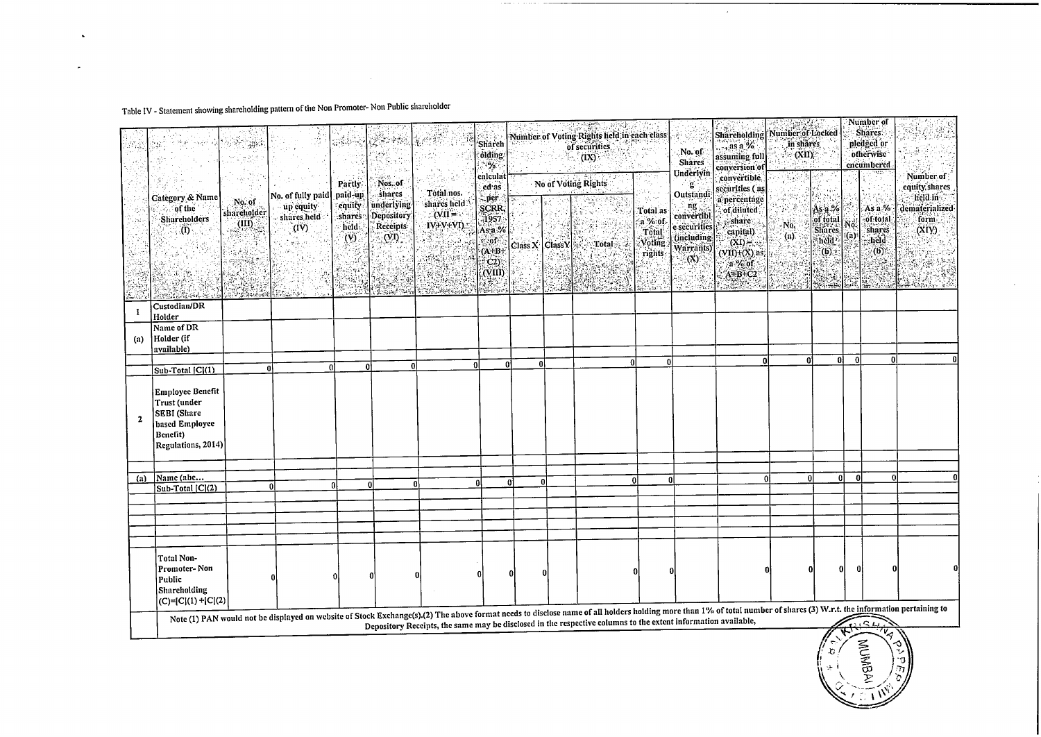Table IV - Statement showing shareholding pattern of the Non Promoter- Non Public shareholder

| | Category & Name of the Shareholders (I) | No. of shareholder (III) | No. of fully paid up equity shares held (IV) | Partly paid-up equity shares held (V) | Nos. of shares underlying Depository Receipts (VI) | Total nos. shares held (VII = IV+V+VI) | Shareholding % calculated as per SCRR, 1957 As a % of (A+B+C2) (VIII) | Number of Voting Rights held in each class of securities (IX) | | | | No. of Shares Underlying Outstanding convertible securities (including Warrants) (X) | Shareholding, as a % assuming full conversion of convertible securities (as a percentage of diluted share capital) (XI) = (VII)+(X) as a % of A+B+C2 | Number of Locked in shares (XII) | | Number of Shares pledged or otherwise encumbered | | Number of equity shares held in dematerialized form (XIV) |
|---|---|---|---|---|---|---|---|---|---|---|---|---|---|---|---|---|---|---|
| | | | | | | | | No of Voting Rights | | | Total as a % of Total Voting rights | | | No. (a) | As a % of total Shares held (b) | No. (a) | As a % of total shares held (b) | |
| | | | | | | | | Class X | ClassY | Total | | | | | | | | |
| 1 | Custodian/DR Holder | | | | | | | | | | | | | | | | | |
| (a) | Name of DR Holder (if available) | | | | | | | | | | | | | | | | | |
| | Sub-Total [C](1) | 0 | 0 | 0 | 0 | 0 | 0 | 0 | | 0 | 0 | | 0 | 0 | 0 | 0 | 0 | 0 |
| 2 | Employee Benefit Trust (under SEBI (Share based Employee Benefit) Regulations, 2014) | | | | | | | | | | | | | | | | | |
| (a) | Name (abc... | | | | | | | | | | | | | | | | | |
| | Sub-Total [C](2) | 0 | 0 | 0 | 0 | 0 | 0 | 0 | | 0 | 0 | | 0 | 0 | 0 | 0 | 0 | 0 |
| | Total Non-Promoter- Non Public Shareholding (C)=[C](1) +[C](2) | 0 | 0 | 0 | 0 | 0 | 0 | 0 | | 0 | 0 | | 0 | 0 | 0 | 0 | 0 | 0 |

Note (1) PAN would not be displayed on website of Stock Exchange(s).(2) The above format needs to disclose name of all holders holding more than 1% of total number of shares (3) W.r.t. the information pertaining to Depository Receipts, the same may be disclosed in the respective columns to the extent information available,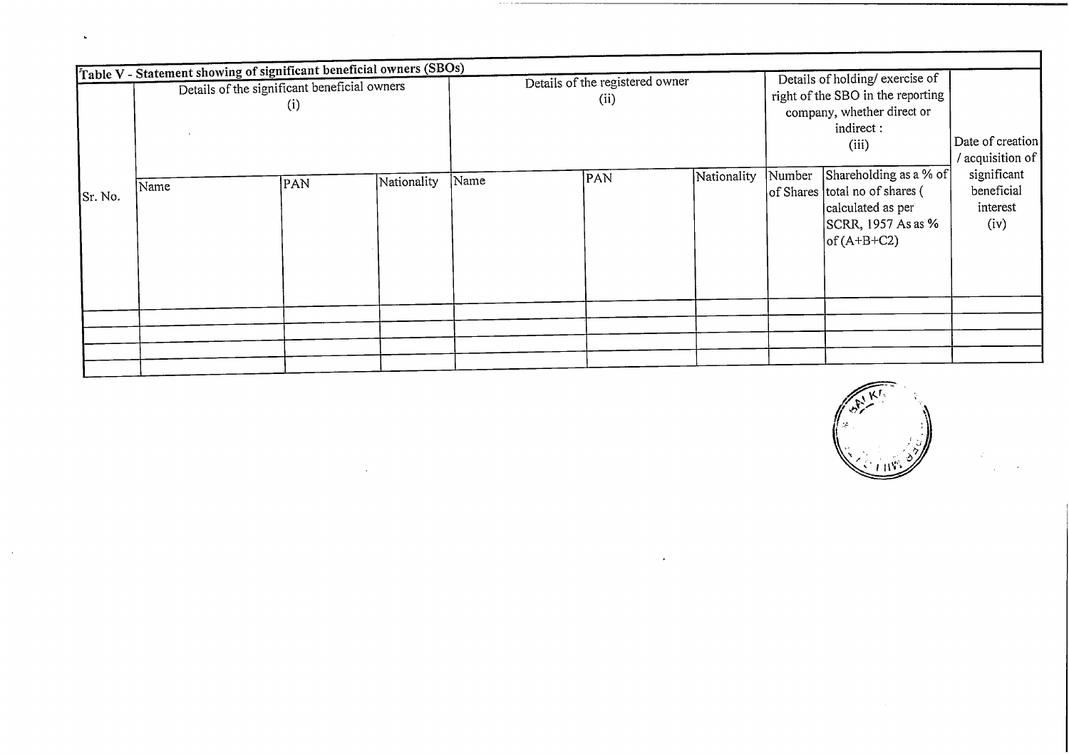## Table V - Statement showing of significant beneficial owners (SBOs)

| Sr. No. | Details of the significant beneficial owners (i) | | | Details of the registered owner (ii) | | | Details of holding/ exercise of right of the SBO in the reporting company, whether direct or indirect : (iii) | | Date of creation / acquisition of significant beneficial interest (iv) |
|---|---|---|---|---|---|---|---|---|---|
| | Name | PAN | Nationality | Name | PAN | Nationality | Number of Shares | Shareholding as a % of total no of shares ( calculated as per SCRR, 1957 As as % of (A+B+C2) | |
| | | | | | | | | | |
| | | | | | | | | | |
| | | | | | | | | | |
| | | | | | | | | | |